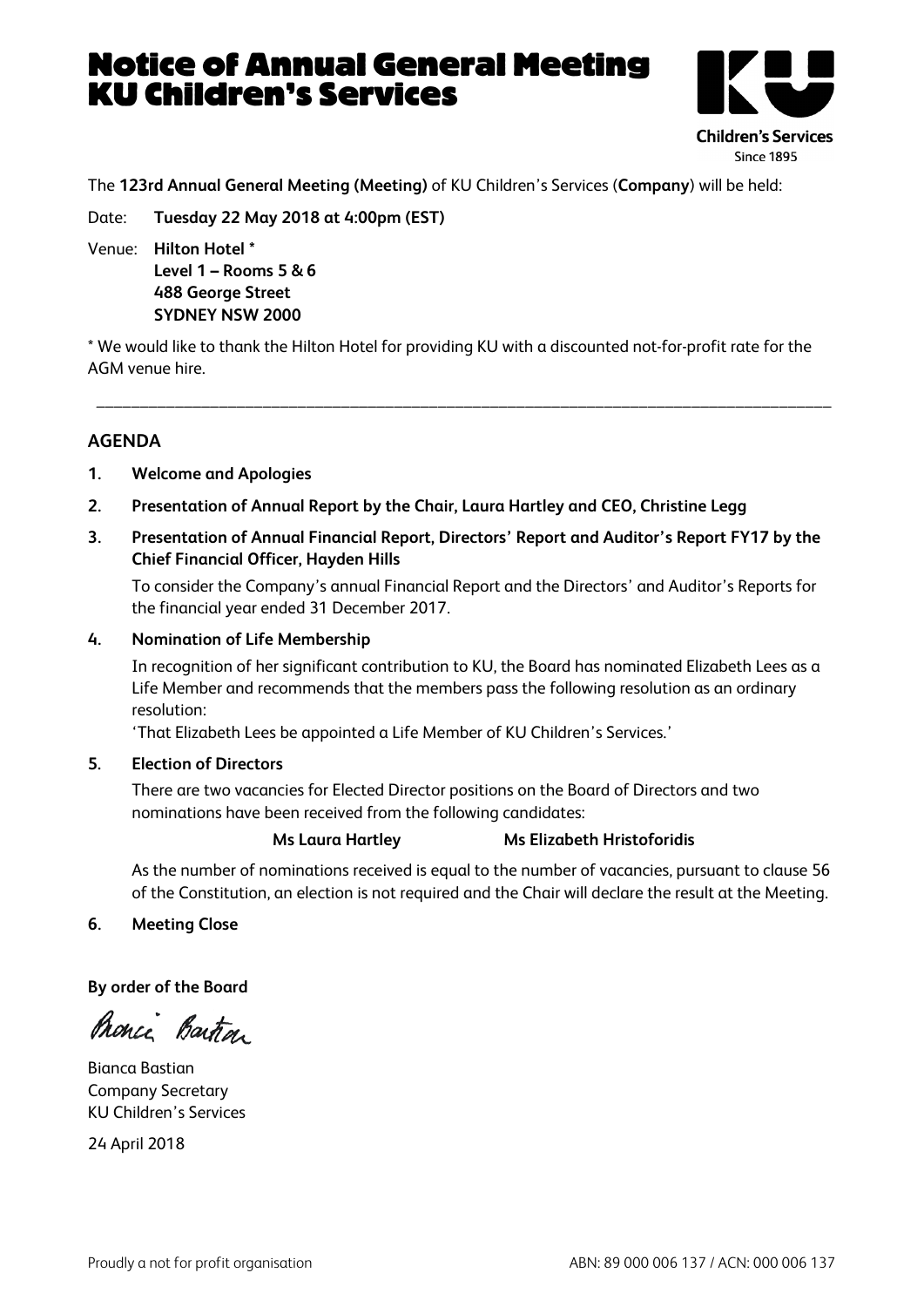# Notice of Annual General Meeting KU Children's Services

Children's Services
Since 1895

The **123rd Annual General Meeting (Meeting)** of KU Children's Services (**Company**) will be held:

Date: **Tuesday 22 May 2018 at 4:00pm (EST)**

Venue: **Hilton Hotel ***
**Level 1 – Rooms 5 & 6**
**488 George Street**
**SYDNEY NSW 2000**

* We would like to thank the Hilton Hotel for providing KU with a discounted not-for-profit rate for the AGM venue hire.

---

## AGENDA

1. **Welcome and Apologies**

2. **Presentation of Annual Report by the Chair, Laura Hartley and CEO, Christine Legg**

3. **Presentation of Annual Financial Report, Directors' Report and Auditor's Report FY17 by the Chief Financial Officer, Hayden Hills**

   To consider the Company's annual Financial Report and the Directors' and Auditor's Reports for the financial year ended 31 December 2017.

4. **Nomination of Life Membership**

   In recognition of her significant contribution to KU, the Board has nominated Elizabeth Lees as a Life Member and recommends that the members pass the following resolution as an ordinary resolution:

   'That Elizabeth Lees be appointed a Life Member of KU Children's Services.'

5. **Election of Directors**

   There are two vacancies for Elected Director positions on the Board of Directors and two nominations have been received from the following candidates:

   **Ms Laura Hartley** **Ms Elizabeth Hristoforidis**

   As the number of nominations received is equal to the number of vacancies, pursuant to clause 56 of the Constitution, an election is not required and the Chair will declare the result at the Meeting.

6. **Meeting Close**

**By order of the Board**

Bianca Bastian
Company Secretary
KU Children's Services

24 April 2018

Proudly a not for profit organisation ABN: 89 000 006 137 / ACN: 000 006 137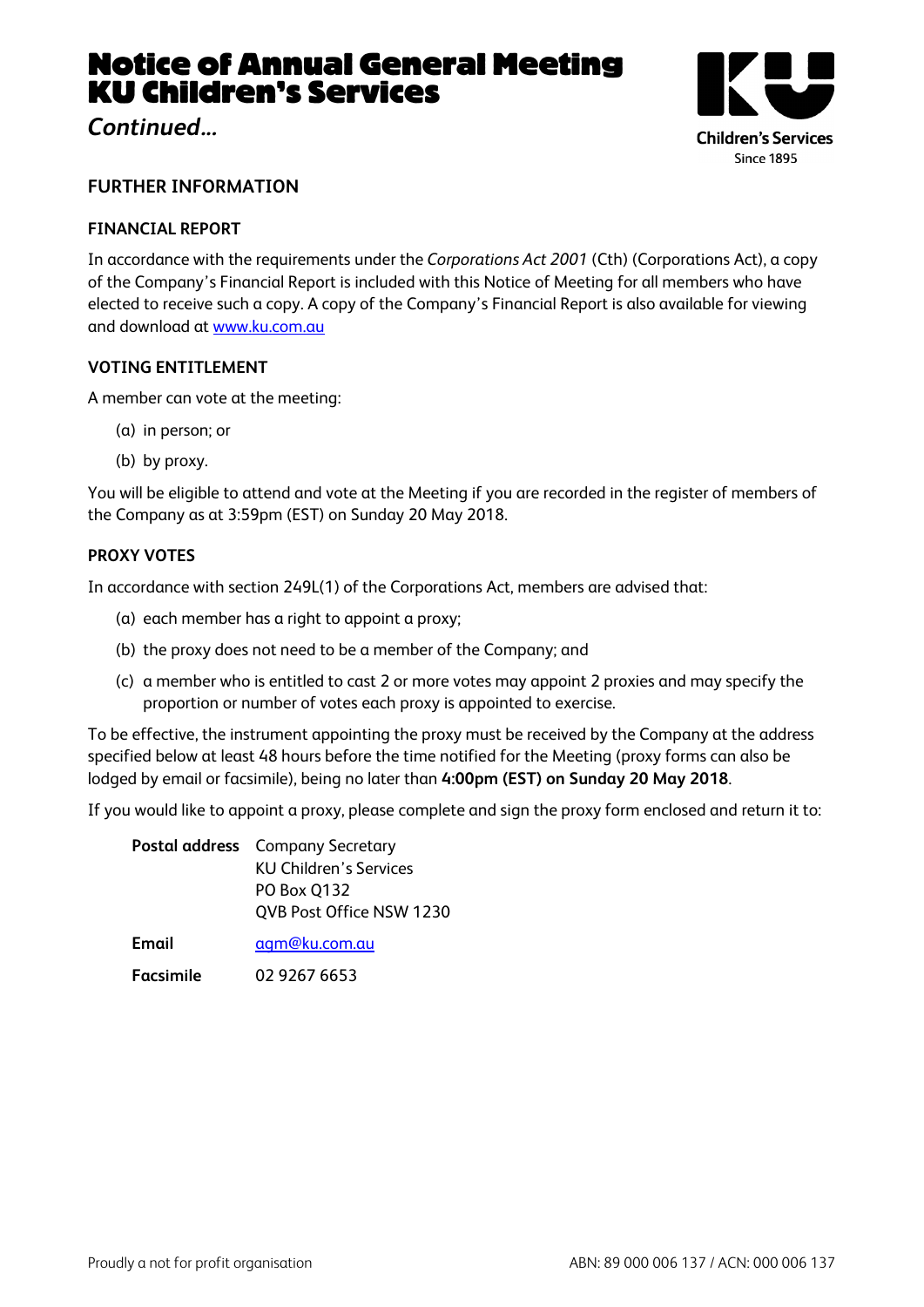# Notice of Annual General Meeting KU Children's Services

*Continued…*

Children's Services
Since 1895

## FURTHER INFORMATION

### FINANCIAL REPORT

In accordance with the requirements under the *Corporations Act 2001* (Cth) (Corporations Act), a copy of the Company's Financial Report is included with this Notice of Meeting for all members who have elected to receive such a copy. A copy of the Company's Financial Report is also available for viewing and download at www.ku.com.au

### VOTING ENTITLEMENT

A member can vote at the meeting:

(a) in person; or

(b) by proxy.

You will be eligible to attend and vote at the Meeting if you are recorded in the register of members of the Company as at 3:59pm (EST) on Sunday 20 May 2018.

### PROXY VOTES

In accordance with section 249L(1) of the Corporations Act, members are advised that:

(a) each member has a right to appoint a proxy;

(b) the proxy does not need to be a member of the Company; and

(c) a member who is entitled to cast 2 or more votes may appoint 2 proxies and may specify the proportion or number of votes each proxy is appointed to exercise.

To be effective, the instrument appointing the proxy must be received by the Company at the address specified below at least 48 hours before the time notified for the Meeting (proxy forms can also be lodged by email or facsimile), being no later than **4:00pm (EST) on Sunday 20 May 2018**.

If you would like to appoint a proxy, please complete and sign the proxy form enclosed and return it to:

| | |
|---|---|
| **Postal address** | Company Secretary<br>KU Children's Services<br>PO Box Q132<br>QVB Post Office NSW 1230 |
| **Email** | agm@ku.com.au |
| **Facsimile** | 02 9267 6653 |

Proudly a not for profit organisation

ABN: 89 000 006 137 / ACN: 000 006 137